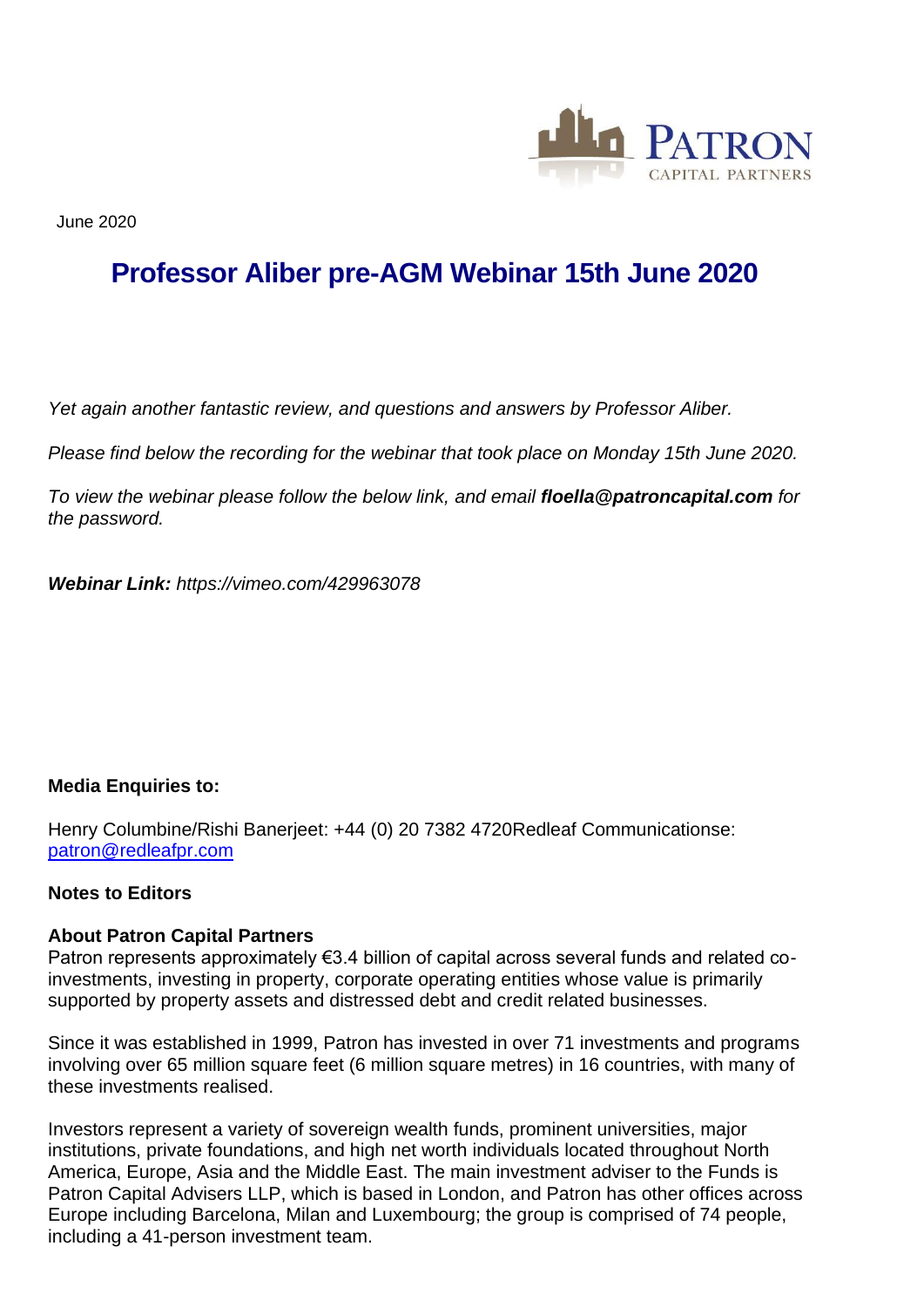June 2020

# Professor Aliber pre-AGM Webinar 15th June 2020

*Yet again another fantastic review, and questions and answers by Professor Aliber.*

*Please find below the recording for the webinar that took place on Monday 15th June 2020.*

*To view the webinar please follow the below link, and email **floella@patroncapital.com** for the password.*

***Webinar Link:** https://vimeo.com/429963078*

**Media Enquiries to:**

Henry Columbine/Rishi Banerjeet: +44 (0) 20 7382 4720Redleaf Communicationse: patron@redleafpr.com

**Notes to Editors**

**About Patron Capital Partners**

Patron represents approximately €3.4 billion of capital across several funds and related co-investments, investing in property, corporate operating entities whose value is primarily supported by property assets and distressed debt and credit related businesses.

Since it was established in 1999, Patron has invested in over 71 investments and programs involving over 65 million square feet (6 million square metres) in 16 countries, with many of these investments realised.

Investors represent a variety of sovereign wealth funds, prominent universities, major institutions, private foundations, and high net worth individuals located throughout North America, Europe, Asia and the Middle East. The main investment adviser to the Funds is Patron Capital Advisers LLP, which is based in London, and Patron has other offices across Europe including Barcelona, Milan and Luxembourg; the group is comprised of 74 people, including a 41-person investment team.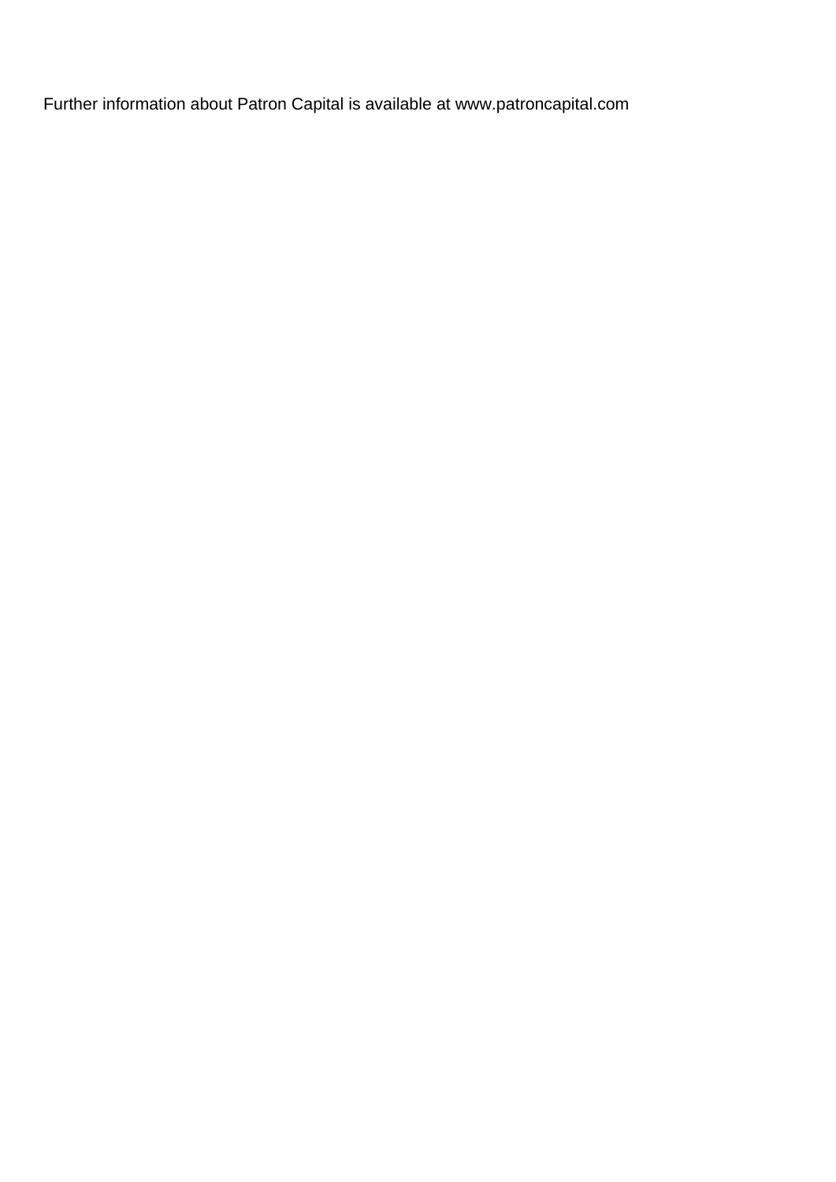Further information about Patron Capital is available at www.patroncapital.com